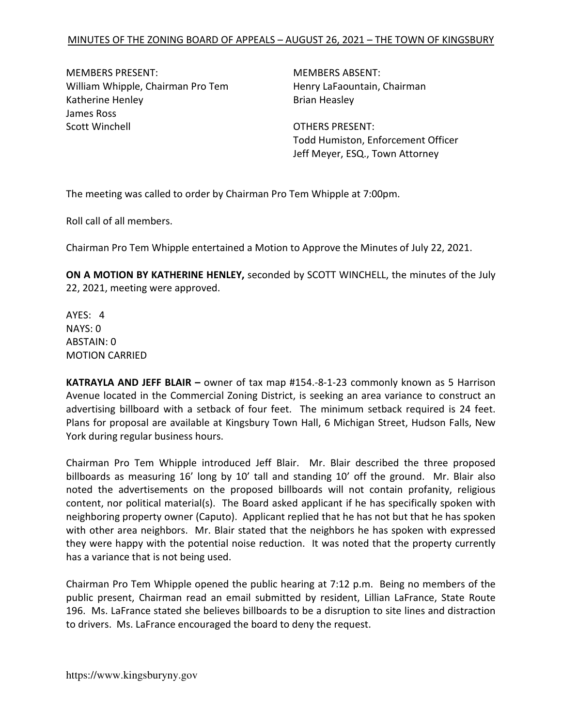MINUTES OF THE ZONING BOARD OF APPEALS – AUGUST 26, 2021 – THE TOWN OF KINGSBURY

MEMBERS PRESENT:
William Whipple, Chairman Pro Tem
Katherine Henley
James Ross
Scott Winchell

MEMBERS ABSENT:
Henry LaFaountain, Chairman
Brian Heasley

OTHERS PRESENT:
Todd Humiston, Enforcement Officer
Jeff Meyer, ESQ., Town Attorney

The meeting was called to order by Chairman Pro Tem Whipple at 7:00pm.

Roll call of all members.

Chairman Pro Tem Whipple entertained a Motion to Approve the Minutes of July 22, 2021.

**ON A MOTION BY KATHERINE HENLEY,** seconded by SCOTT WINCHELL, the minutes of the July 22, 2021, meeting were approved.

AYES: 4
NAYS: 0
ABSTAIN: 0
MOTION CARRIED

**KATRAYLA AND JEFF BLAIR –** owner of tax map #154.-8-1-23 commonly known as 5 Harrison Avenue located in the Commercial Zoning District, is seeking an area variance to construct an advertising billboard with a setback of four feet. The minimum setback required is 24 feet. Plans for proposal are available at Kingsbury Town Hall, 6 Michigan Street, Hudson Falls, New York during regular business hours.

Chairman Pro Tem Whipple introduced Jeff Blair. Mr. Blair described the three proposed billboards as measuring 16' long by 10' tall and standing 10' off the ground. Mr. Blair also noted the advertisements on the proposed billboards will not contain profanity, religious content, nor political material(s). The Board asked applicant if he has specifically spoken with neighboring property owner (Caputo). Applicant replied that he has not but that he has spoken with other area neighbors. Mr. Blair stated that the neighbors he has spoken with expressed they were happy with the potential noise reduction. It was noted that the property currently has a variance that is not being used.

Chairman Pro Tem Whipple opened the public hearing at 7:12 p.m. Being no members of the public present, Chairman read an email submitted by resident, Lillian LaFrance, State Route 196. Ms. LaFrance stated she believes billboards to be a disruption to site lines and distraction to drivers. Ms. LaFrance encouraged the board to deny the request.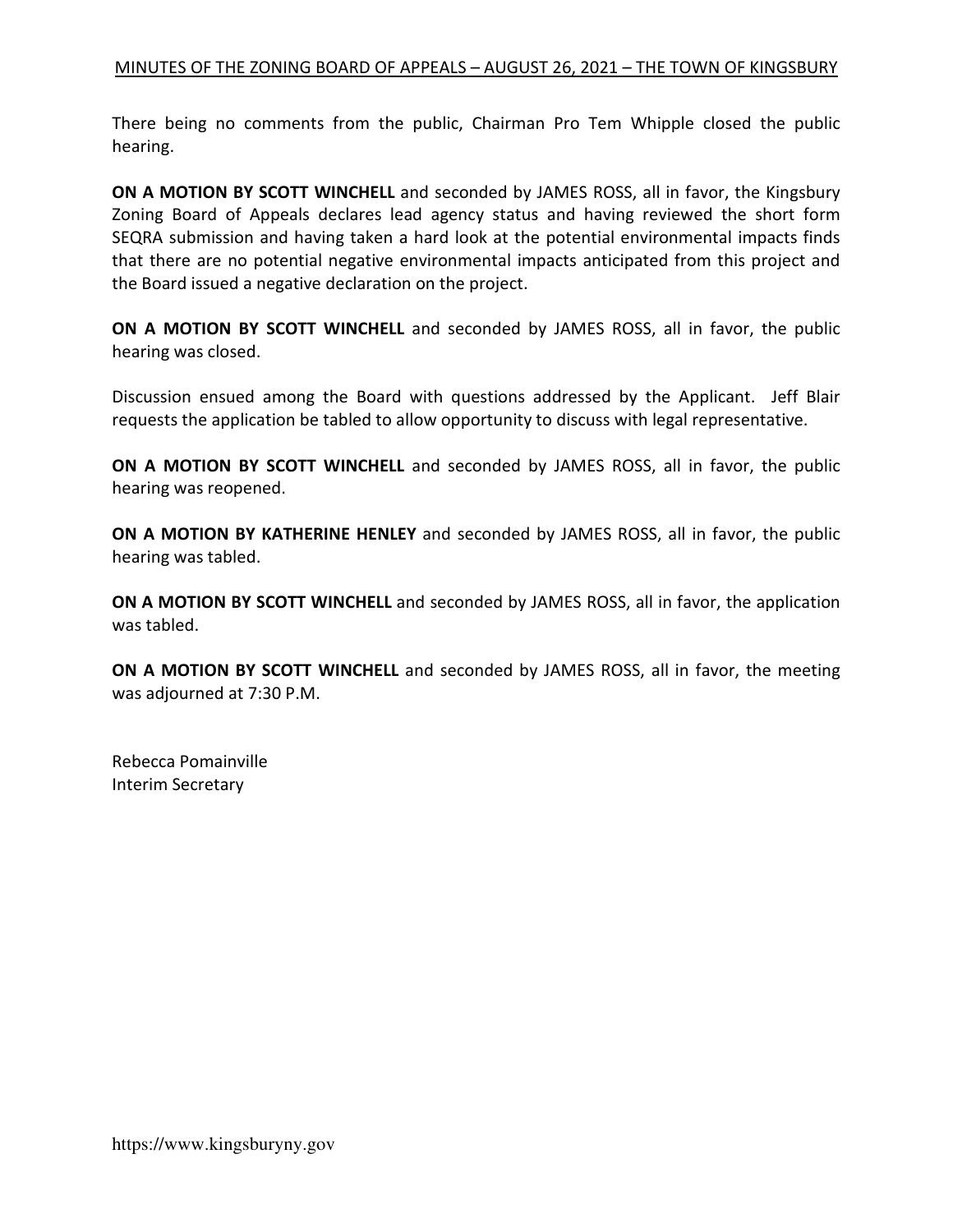There being no comments from the public, Chairman Pro Tem Whipple closed the public hearing.

**ON A MOTION BY SCOTT WINCHELL** and seconded by JAMES ROSS, all in favor, the Kingsbury Zoning Board of Appeals declares lead agency status and having reviewed the short form SEQRA submission and having taken a hard look at the potential environmental impacts finds that there are no potential negative environmental impacts anticipated from this project and the Board issued a negative declaration on the project.

**ON A MOTION BY SCOTT WINCHELL** and seconded by JAMES ROSS, all in favor, the public hearing was closed.

Discussion ensued among the Board with questions addressed by the Applicant. Jeff Blair requests the application be tabled to allow opportunity to discuss with legal representative.

**ON A MOTION BY SCOTT WINCHELL** and seconded by JAMES ROSS, all in favor, the public hearing was reopened.

**ON A MOTION BY KATHERINE HENLEY** and seconded by JAMES ROSS, all in favor, the public hearing was tabled.

**ON A MOTION BY SCOTT WINCHELL** and seconded by JAMES ROSS, all in favor, the application was tabled.

**ON A MOTION BY SCOTT WINCHELL** and seconded by JAMES ROSS, all in favor, the meeting was adjourned at 7:30 P.M.

Rebecca Pomainville
Interim Secretary